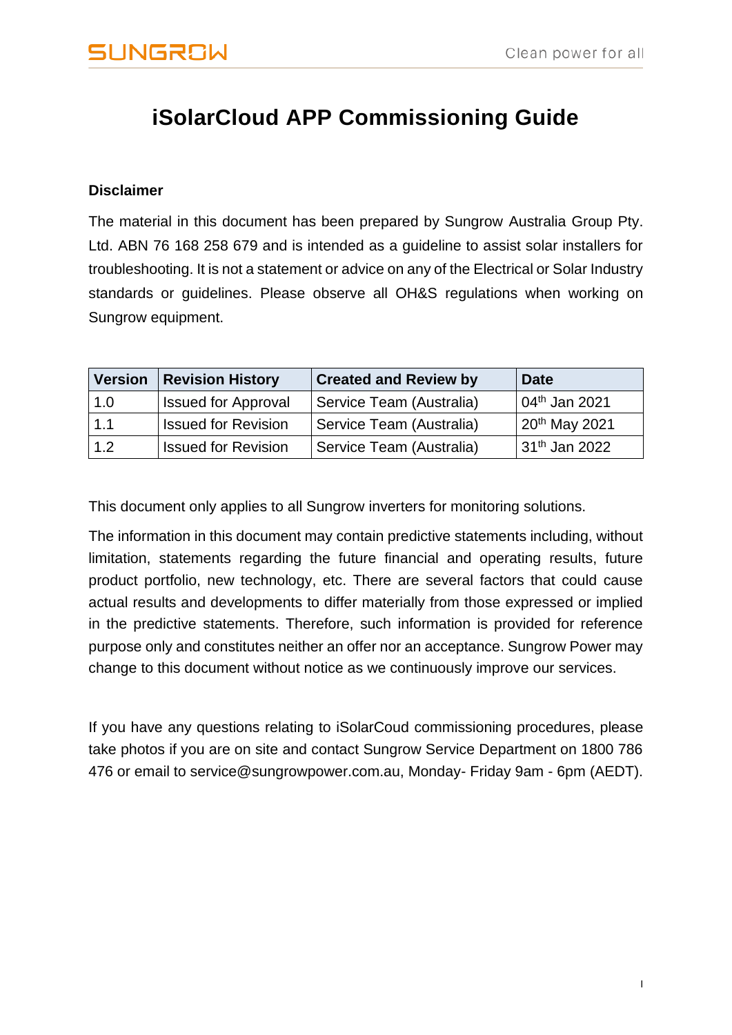# iSolarCloud APP Commissioning Guide

**Disclaimer**

The material in this document has been prepared by Sungrow Australia Group Pty. Ltd. ABN 76 168 258 679 and is intended as a guideline to assist solar installers for troubleshooting. It is not a statement or advice on any of the Electrical or Solar Industry standards or guidelines. Please observe all OH&S regulations when working on Sungrow equipment.

| Version | Revision History | Created and Review by | Date |
|---|---|---|---|
| 1.0 | Issued for Approval | Service Team (Australia) | 04th Jan 2021 |
| 1.1 | Issued for Revision | Service Team (Australia) | 20th May 2021 |
| 1.2 | Issued for Revision | Service Team (Australia) | 31th Jan 2022 |

This document only applies to all Sungrow inverters for monitoring solutions.

The information in this document may contain predictive statements including, without limitation, statements regarding the future financial and operating results, future product portfolio, new technology, etc. There are several factors that could cause actual results and developments to differ materially from those expressed or implied in the predictive statements. Therefore, such information is provided for reference purpose only and constitutes neither an offer nor an acceptance. Sungrow Power may change to this document without notice as we continuously improve our services.

If you have any questions relating to iSolarCoud commissioning procedures, please take photos if you are on site and contact Sungrow Service Department on 1800 786 476 or email to service@sungrowpower.com.au, Monday- Friday 9am - 6pm (AEDT).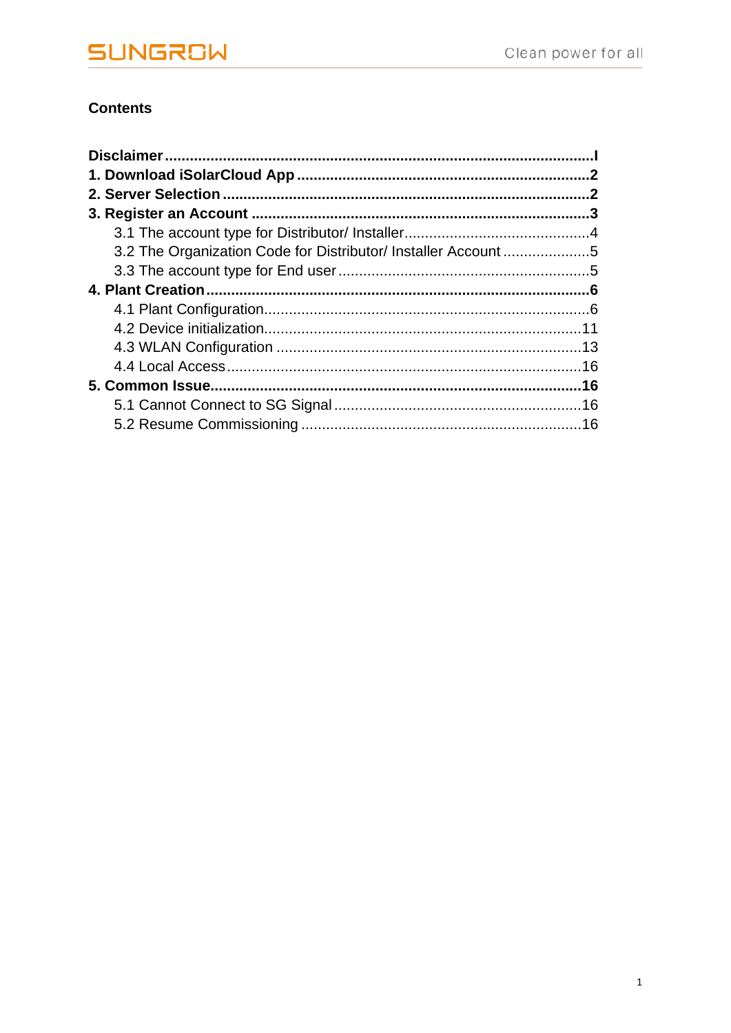**Contents**

**Disclaimer** .......................................................................................... I

**1. Download iSolarCloud App** .......................................................... 2

**2. Server Selection** ........................................................................... 2

**3. Register an Account** .................................................................... 3

3.1 The account type for Distributor/ Installer ........................................ 4

3.2 The Organization Code for Distributor/ Installer Account ................... 5

3.3 The account type for End user ......................................................... 5

**4. Plant Creation** ............................................................................... 6

4.1 Plant Configuration ........................................................................... 6

4.2 Device initialization ......................................................................... 11

4.3 WLAN Configuration ....................................................................... 13

4.4 Local Access ................................................................................... 16

**5. Common Issue** ............................................................................ 16

5.1 Cannot Connect to SG Signal ........................................................... 16

5.2 Resume Commissioning .................................................................. 16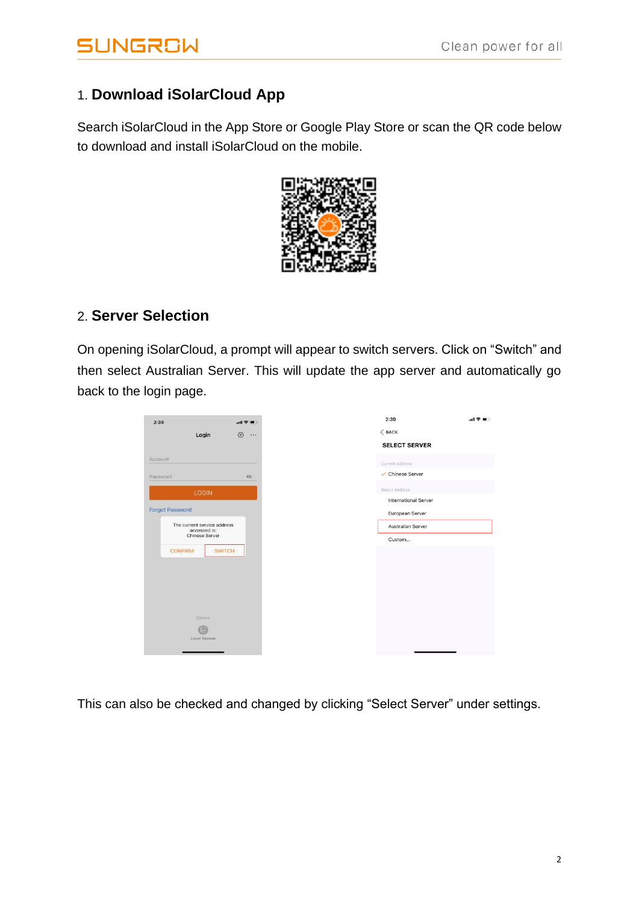## 1. Download iSolarCloud App

Search iSolarCloud in the App Store or Google Play Store or scan the QR code below to download and install iSolarCloud on the mobile.

## 2. Server Selection

On opening iSolarCloud, a prompt will appear to switch servers. Click on "Switch" and then select Australian Server. This will update the app server and automatically go back to the login page.

This can also be checked and changed by clicking "Select Server" under settings.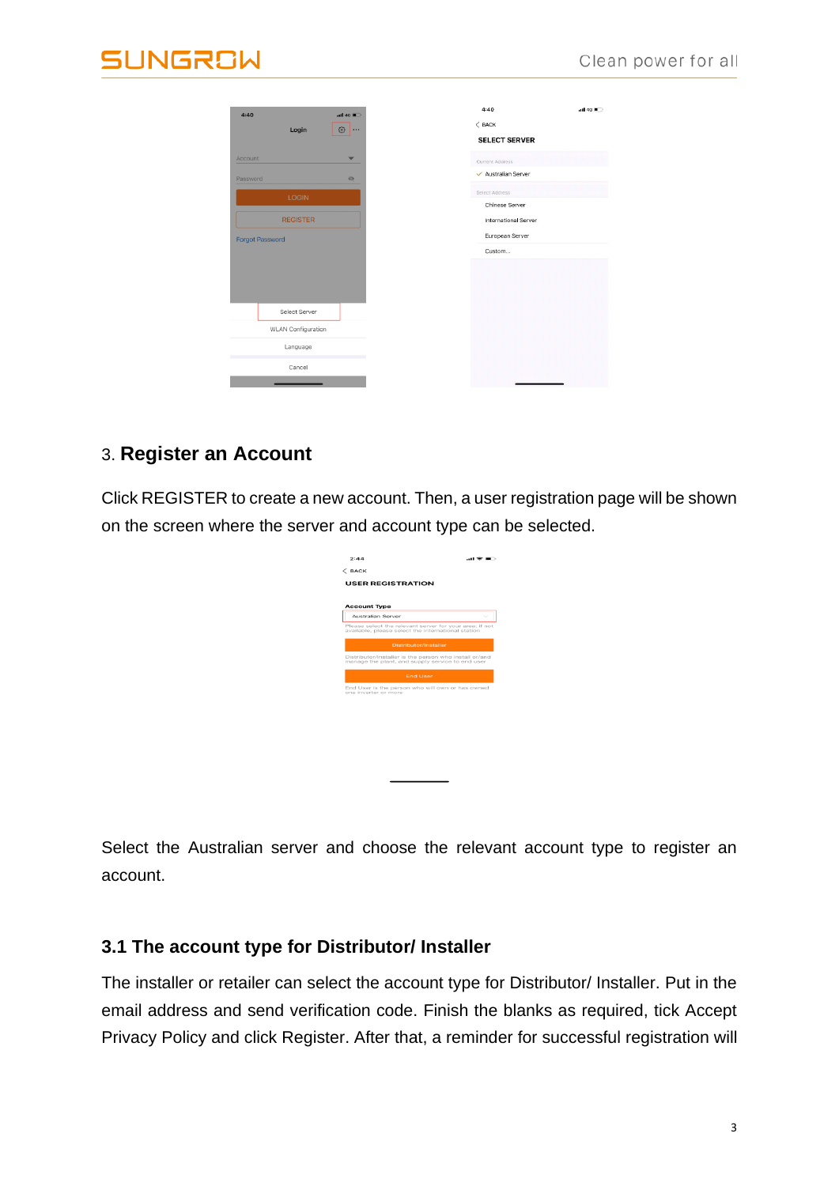## 3. Register an Account

Click REGISTER to create a new account. Then, a user registration page will be shown on the screen where the server and account type can be selected.

Select the Australian server and choose the relevant account type to register an account.

### 3.1 The account type for Distributor/ Installer

The installer or retailer can select the account type for Distributor/ Installer. Put in the email address and send verification code. Finish the blanks as required, tick Accept Privacy Policy and click Register. After that, a reminder for successful registration will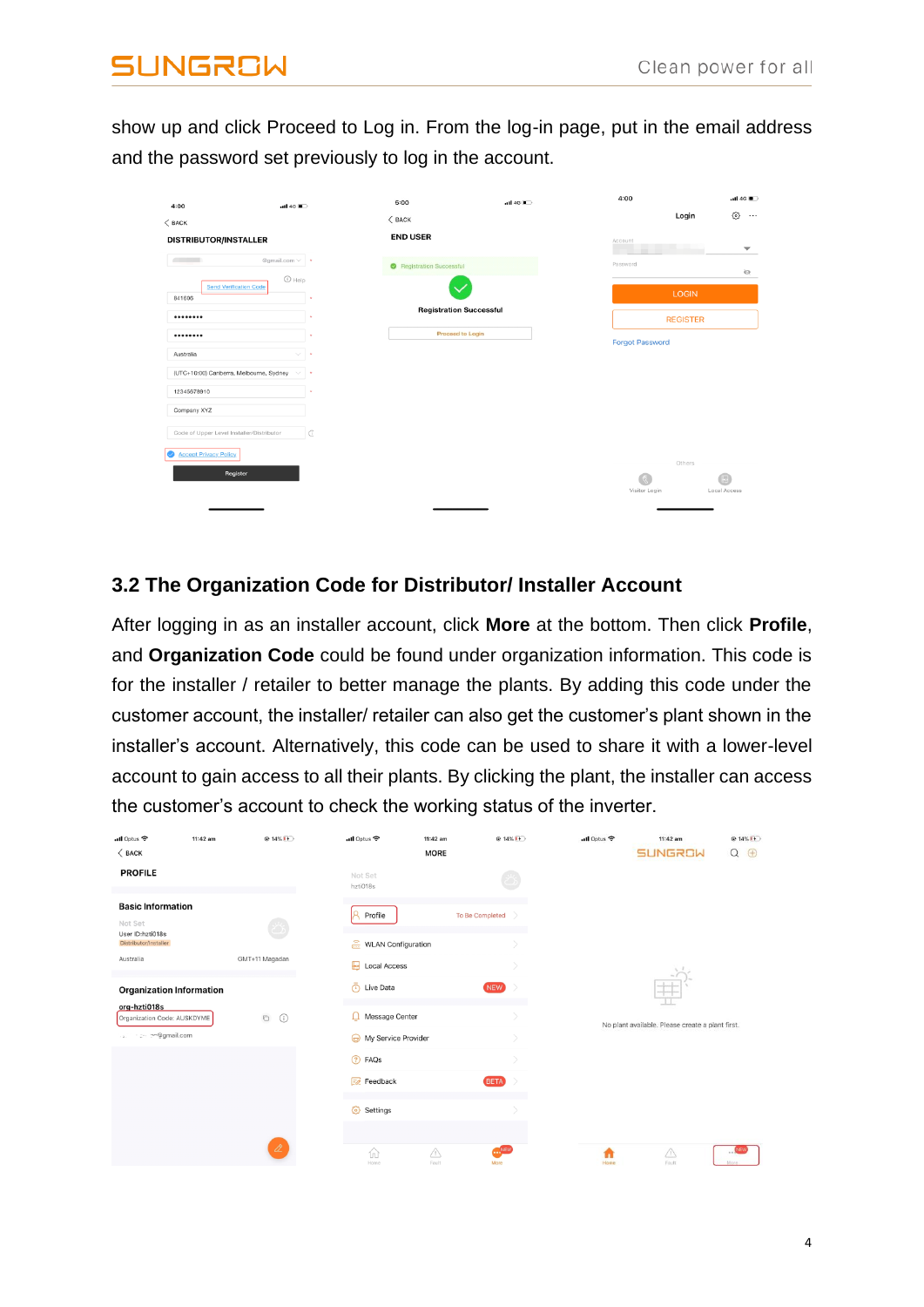show up and click Proceed to Log in. From the log-in page, put in the email address and the password set previously to log in the account.

## 3.2 The Organization Code for Distributor/ Installer Account

After logging in as an installer account, click **More** at the bottom. Then click **Profile**, and **Organization Code** could be found under organization information. This code is for the installer / retailer to better manage the plants. By adding this code under the customer account, the installer/ retailer can also get the customer's plant shown in the installer's account. Alternatively, this code can be used to share it with a lower-level account to gain access to all their plants. By clicking the plant, the installer can access the customer's account to check the working status of the inverter.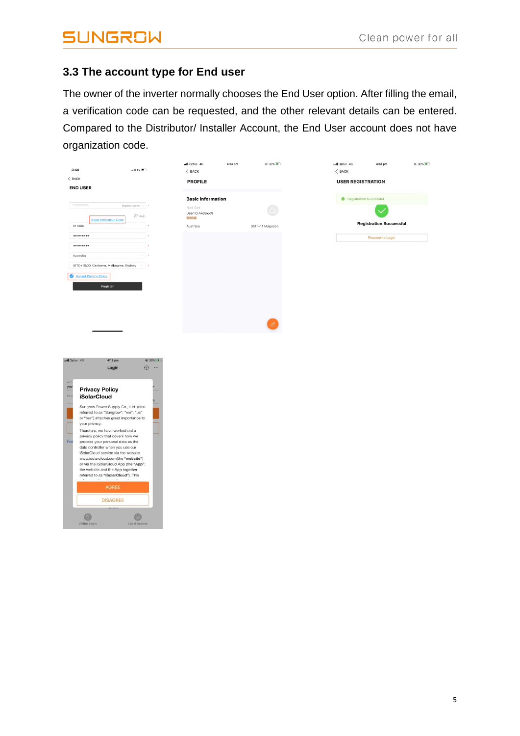## 3.3 The account type for End user

The owner of the inverter normally chooses the End User option. After filling the email, a verification code can be requested, and the other relevant details can be entered. Compared to the Distributor/ Installer Account, the End User account does not have organization code.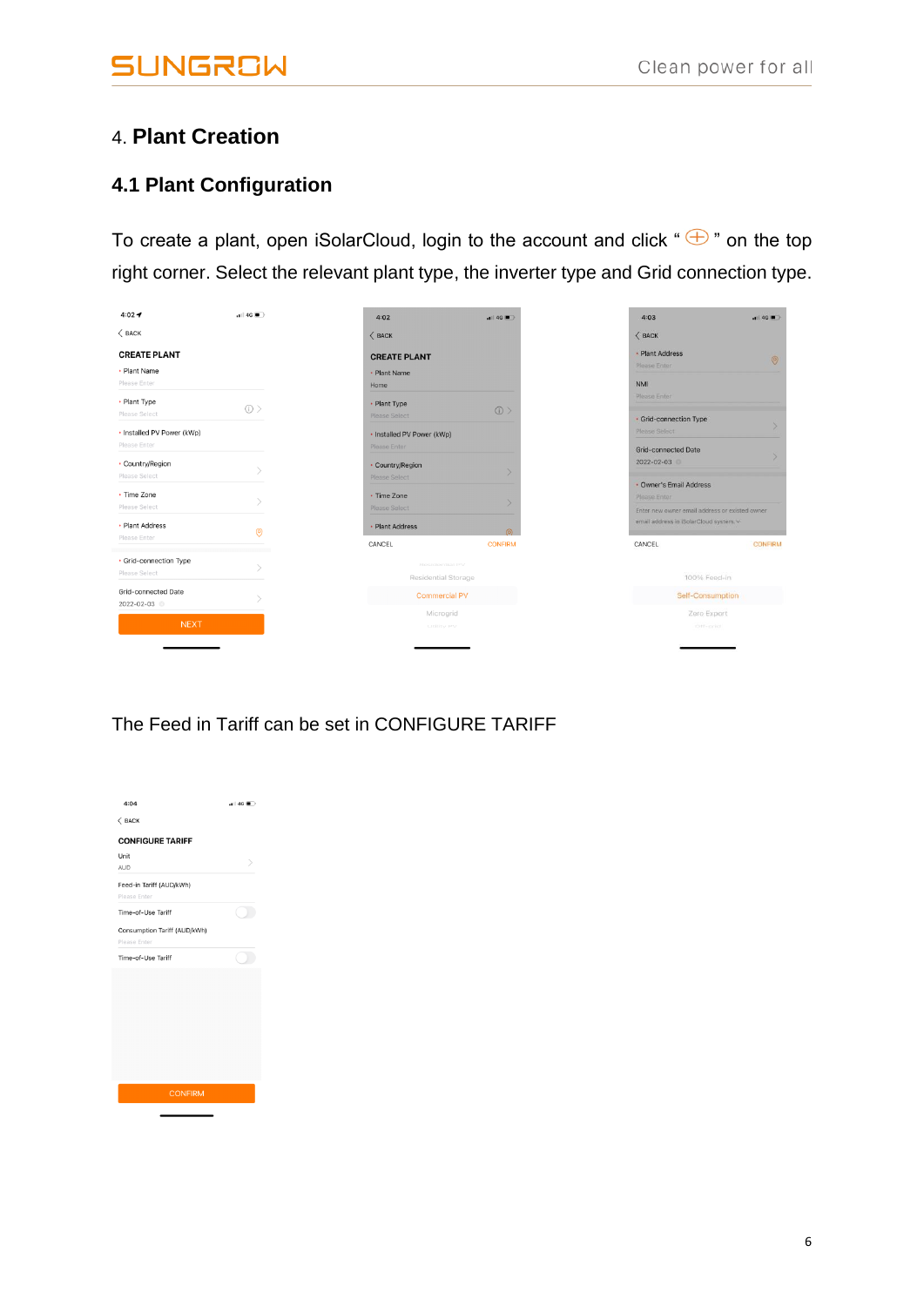# 4. Plant Creation

## 4.1 Plant Configuration

To create a plant, open iSolarCloud, login to the account and click " ⊕ " on the top right corner. Select the relevant plant type, the inverter type and Grid connection type.

The Feed in Tariff can be set in CONFIGURE TARIFF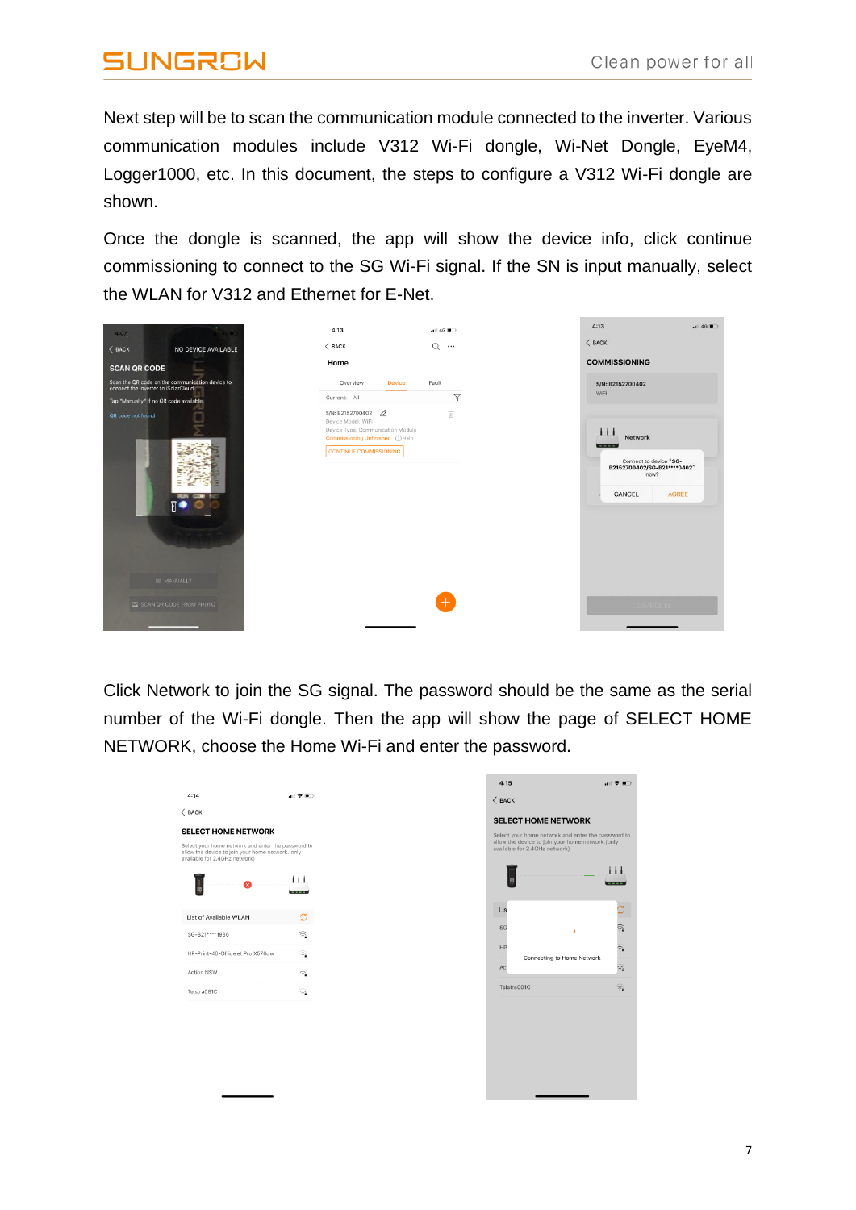Next step will be to scan the communication module connected to the inverter. Various communication modules include V312 Wi-Fi dongle, Wi-Net Dongle, EyeM4, Logger1000, etc. In this document, the steps to configure a V312 Wi-Fi dongle are shown.

Once the dongle is scanned, the app will show the device info, click continue commissioning to connect to the SG Wi-Fi signal. If the SN is input manually, select the WLAN for V312 and Ethernet for E-Net.

Click Network to join the SG signal. The password should be the same as the serial number of the Wi-Fi dongle. Then the app will show the page of SELECT HOME NETWORK, choose the Home Wi-Fi and enter the password.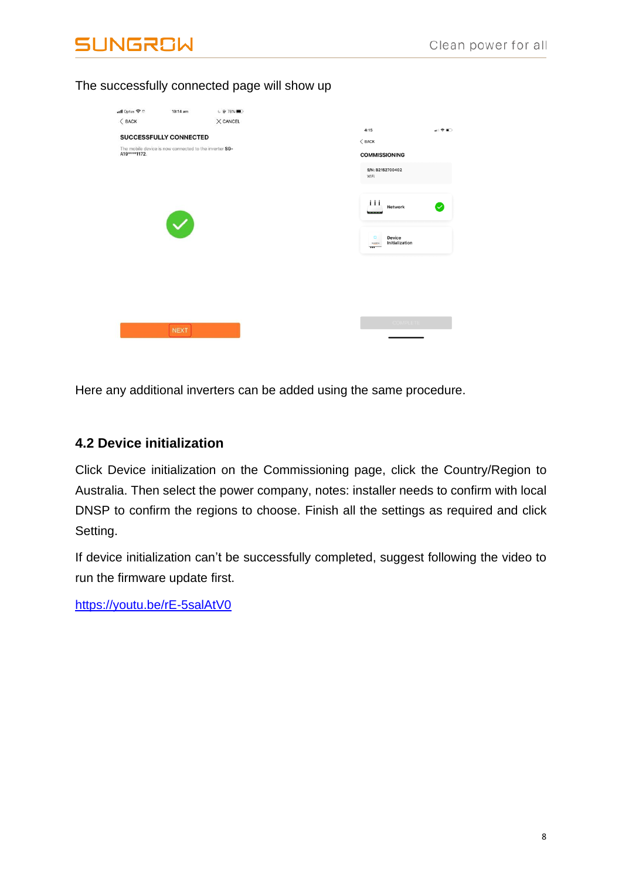The successfully connected page will show up

Here any additional inverters can be added using the same procedure.

### 4.2 Device initialization

Click Device initialization on the Commissioning page, click the Country/Region to Australia. Then select the power company, notes: installer needs to confirm with local DNSP to confirm the regions to choose. Finish all the settings as required and click Setting.

If device initialization can't be successfully completed, suggest following the video to run the firmware update first.

https://youtu.be/rE-5salAtV0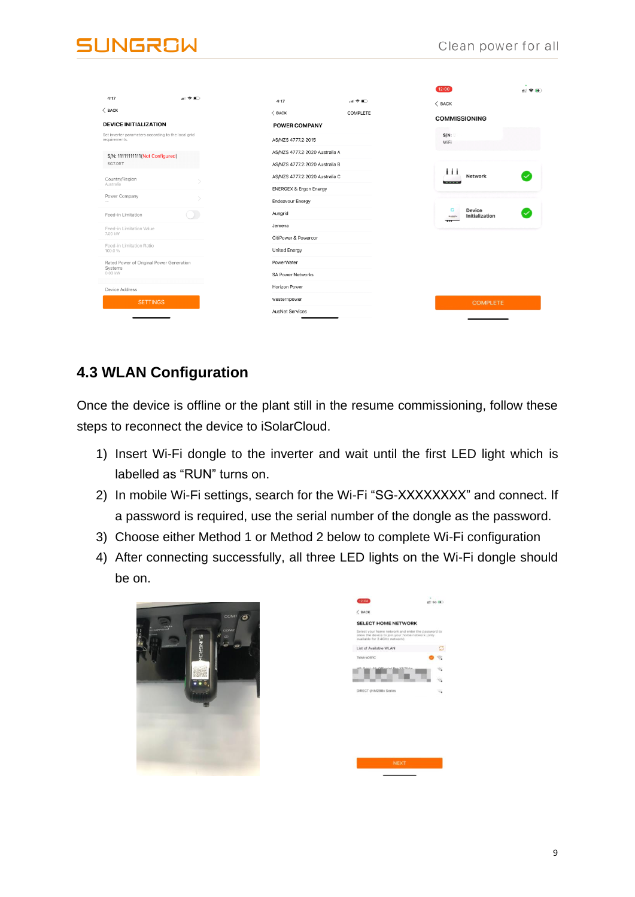## 4.3 WLAN Configuration

Once the device is offline or the plant still in the resume commissioning, follow these steps to reconnect the device to iSolarCloud.

1) Insert Wi-Fi dongle to the inverter and wait until the first LED light which is labelled as “RUN” turns on.
2) In mobile Wi-Fi settings, search for the Wi-Fi “SG-XXXXXXXX” and connect. If a password is required, use the serial number of the dongle as the password.
3) Choose either Method 1 or Method 2 below to complete Wi-Fi configuration
4) After connecting successfully, all three LED lights on the Wi-Fi dongle should be on.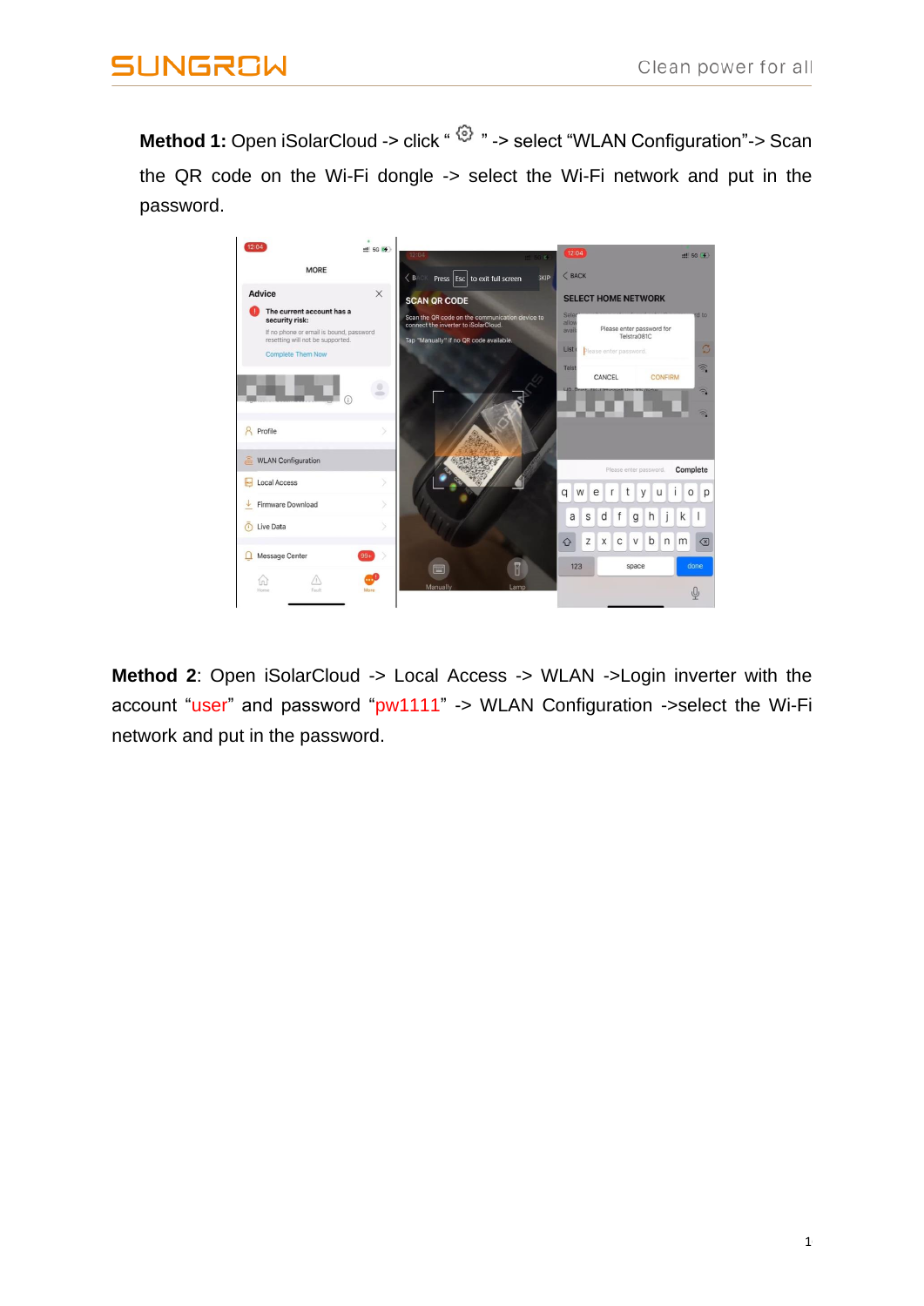**Method 1:** Open iSolarCloud -> click “ ⚙ ” -> select “WLAN Configuration”-> Scan the QR code on the Wi-Fi dongle -> select the Wi-Fi network and put in the password.

**Method 2**: Open iSolarCloud -> Local Access -> WLAN ->Login inverter with the account “user” and password “pw1111” -> WLAN Configuration ->select the Wi-Fi network and put in the password.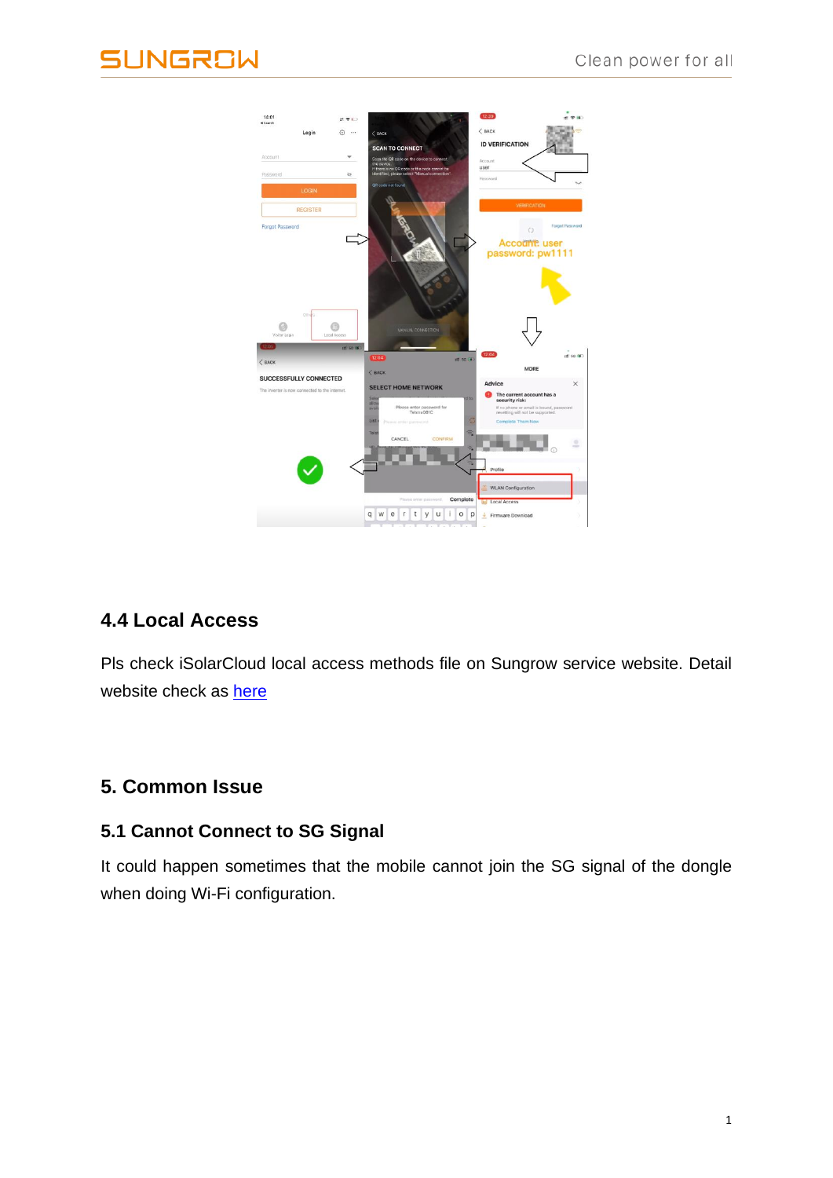## 4.4 Local Access

Pls check iSolarCloud local access methods file on Sungrow service website. Detail website check as [here]

## 5. Common Issue

### 5.1 Cannot Connect to SG Signal

It could happen sometimes that the mobile cannot join the SG signal of the dongle when doing Wi-Fi configuration.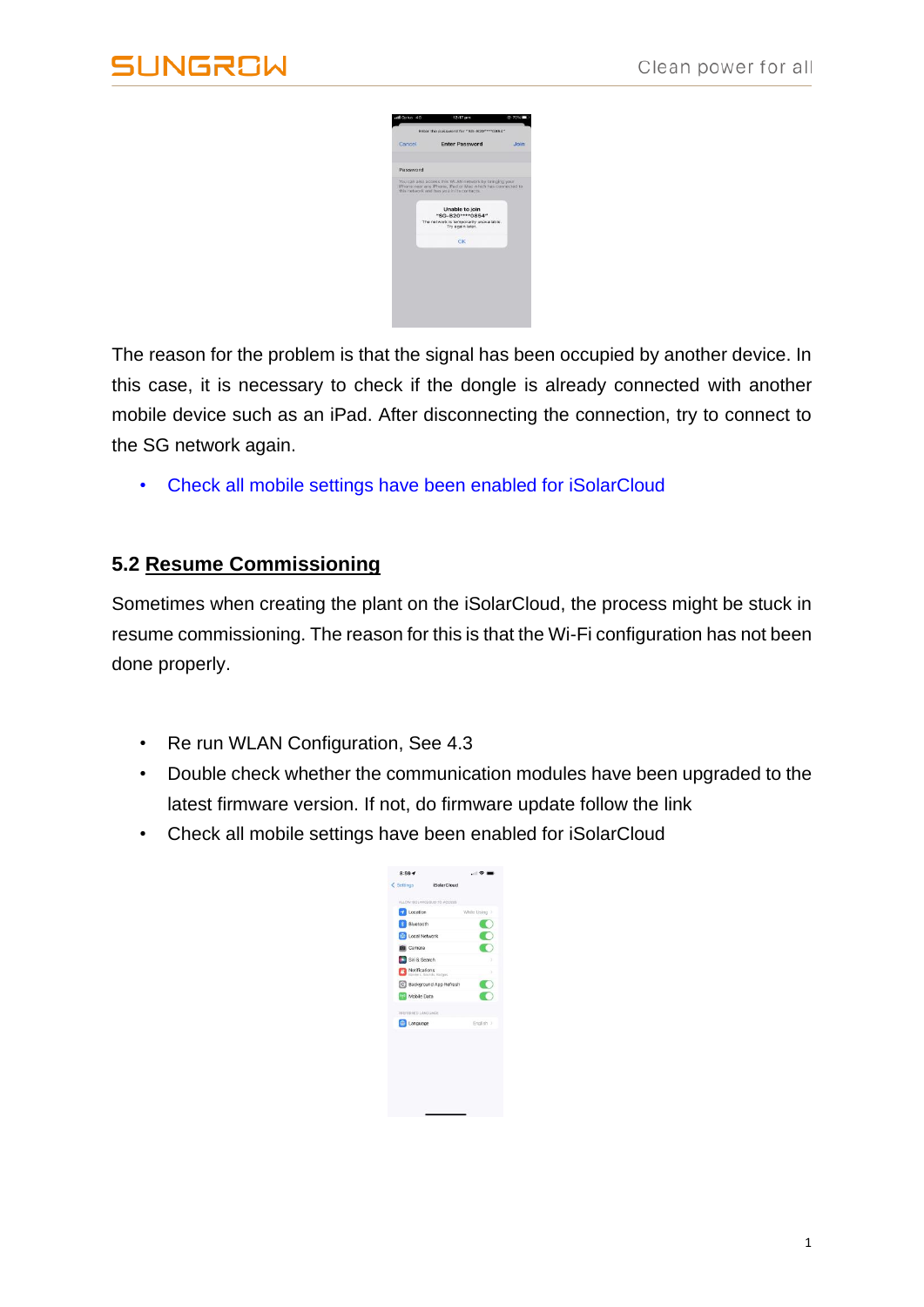The reason for the problem is that the signal has been occupied by another device. In this case, it is necessary to check if the dongle is already connected with another mobile device such as an iPad. After disconnecting the connection, try to connect to the SG network again.

- Check all mobile settings have been enabled for iSolarCloud

## 5.2 Resume Commissioning

Sometimes when creating the plant on the iSolarCloud, the process might be stuck in resume commissioning. The reason for this is that the Wi-Fi configuration has not been done properly.

- Re run WLAN Configuration, See 4.3
- Double check whether the communication modules have been upgraded to the latest firmware version. If not, do firmware update follow the link
- Check all mobile settings have been enabled for iSolarCloud